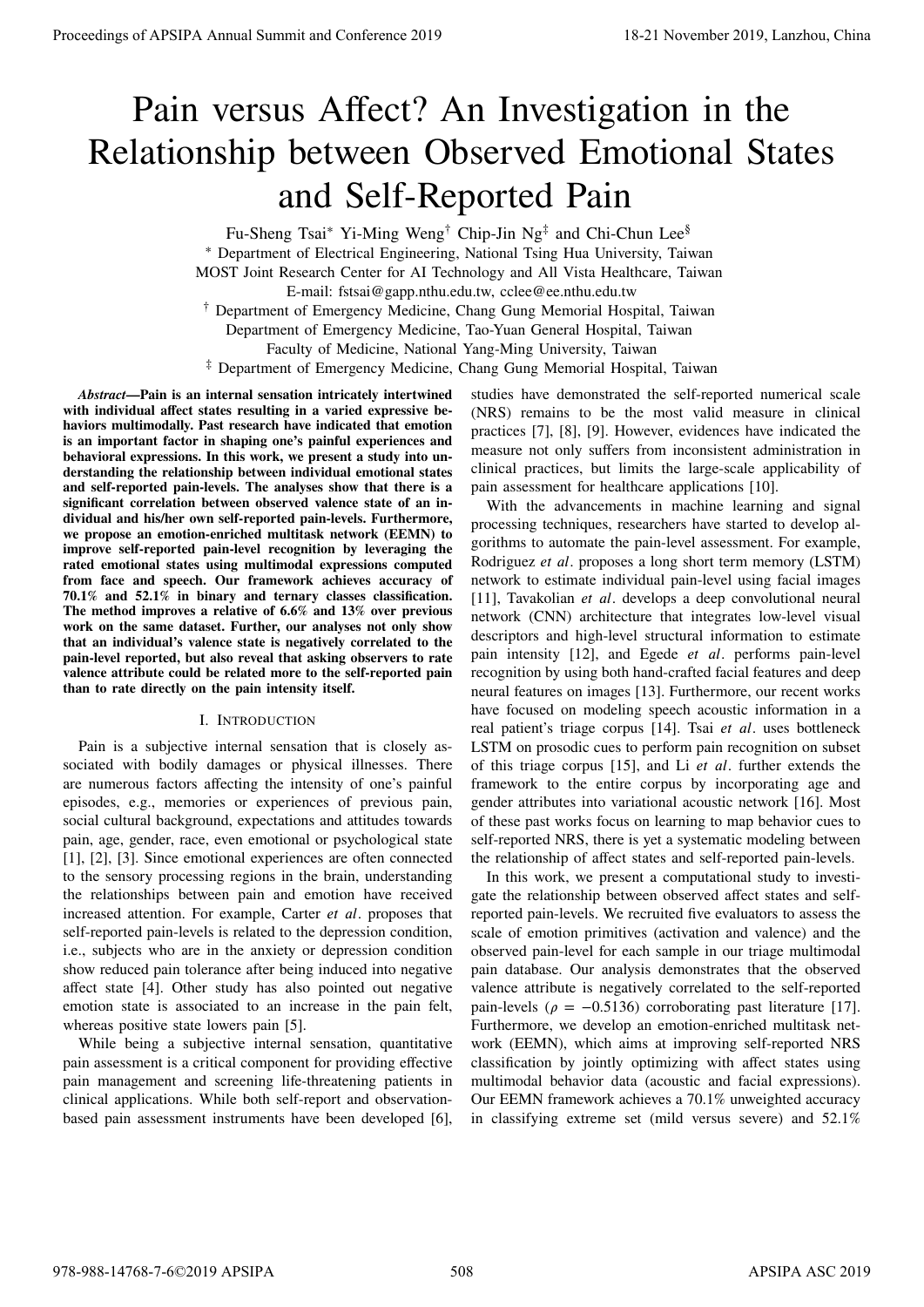# Pain versus Affect? An Investigation in the Relationship between Observed Emotional States and Self-Reported Pain

Fu-Sheng Tsai* Yi-Ming Weng† Chip-Jin Ng‡ and Chi-Chun Lee§

* Department of Electrical Engineering, National Tsing Hua University, Taiwan
MOST Joint Research Center for AI Technology and All Vista Healthcare, Taiwan
E-mail: fstsai@gapp.nthu.edu.tw, cclee@ee.nthu.edu.tw

† Department of Emergency Medicine, Chang Gung Memorial Hospital, Taiwan
Department of Emergency Medicine, Tao-Yuan General Hospital, Taiwan
Faculty of Medicine, National Yang-Ming University, Taiwan

‡ Department of Emergency Medicine, Chang Gung Memorial Hospital, Taiwan

***Abstract*—Pain is an internal sensation intricately intertwined with individual affect states resulting in a varied expressive behaviors multimodally. Past research have indicated that emotion is an important factor in shaping one's painful experiences and behavioral expressions. In this work, we present a study into understanding the relationship between individual emotional states and self-reported pain-levels. The analyses show that there is a significant correlation between observed valence state of an individual and his/her own self-reported pain-levels. Furthermore, we propose an emotion-enriched multitask network (EEMN) to improve self-reported pain-level recognition by leveraging the rated emotional states using multimodal expressions computed from face and speech. Our framework achieves accuracy of 70.1% and 52.1% in binary and ternary classes classification. The method improves a relative of 6.6% and 13% over previous work on the same dataset. Further, our analyses not only show that an individual's valence state is negatively correlated to the pain-level reported, but also reveal that asking observers to rate valence attribute could be related more to the self-reported pain than to rate directly on the pain intensity itself.**

## I. Introduction

Pain is a subjective internal sensation that is closely associated with bodily damages or physical illnesses. There are numerous factors affecting the intensity of one's painful episodes, e.g., memories or experiences of previous pain, social cultural background, expectations and attitudes towards pain, age, gender, race, even emotional or psychological state [1], [2], [3]. Since emotional experiences are often connected to the sensory processing regions in the brain, understanding the relationships between pain and emotion have received increased attention. For example, Carter *et al*. proposes that self-reported pain-levels is related to the depression condition, i.e., subjects who are in the anxiety or depression condition show reduced pain tolerance after being induced into negative affect state [4]. Other study has also pointed out negative emotion state is associated to an increase in the pain felt, whereas positive state lowers pain [5].

While being a subjective internal sensation, quantitative pain assessment is a critical component for providing effective pain management and screening life-threatening patients in clinical applications. While both self-report and observation-based pain assessment instruments have been developed [6], studies have demonstrated the self-reported numerical scale (NRS) remains to be the most valid measure in clinical practices [7], [8], [9]. However, evidences have indicated the measure not only suffers from inconsistent administration in clinical practices, but limits the large-scale applicability of pain assessment for healthcare applications [10].

With the advancements in machine learning and signal processing techniques, researchers have started to develop algorithms to automate the pain-level assessment. For example, Rodriguez *et al*. proposes a long short term memory (LSTM) network to estimate individual pain-level using facial images [11], Tavakolian *et al*. develops a deep convolutional neural network (CNN) architecture that integrates low-level visual descriptors and high-level structural information to estimate pain intensity [12], and Egede *et al*. performs pain-level recognition by using both hand-crafted facial features and deep neural features on images [13]. Furthermore, our recent works have focused on modeling speech acoustic information in a real patient's triage corpus [14]. Tsai *et al*. uses bottleneck LSTM on prosodic cues to perform pain recognition on subset of this triage corpus [15], and Li *et al*. further extends the framework to the entire corpus by incorporating age and gender attributes into variational acoustic network [16]. Most of these past works focus on learning to map behavior cues to self-reported NRS, there is yet a systematic modeling between the relationship of affect states and self-reported pain-levels.

In this work, we present a computational study to investigate the relationship between observed affect states and self-reported pain-levels. We recruited five evaluators to assess the scale of emotion primitives (activation and valence) and the observed pain-level for each sample in our triage multimodal pain database. Our analysis demonstrates that the observed valence attribute is negatively correlated to the self-reported pain-levels ($\rho = -0.5136$) corroborating past literature [17]. Furthermore, we develop an emotion-enriched multitask network (EEMN), which aims at improving self-reported NRS classification by jointly optimizing with affect states using multimodal behavior data (acoustic and facial expressions). Our EEMN framework achieves a 70.1% unweighted accuracy in classifying extreme set (mild versus severe) and 52.1%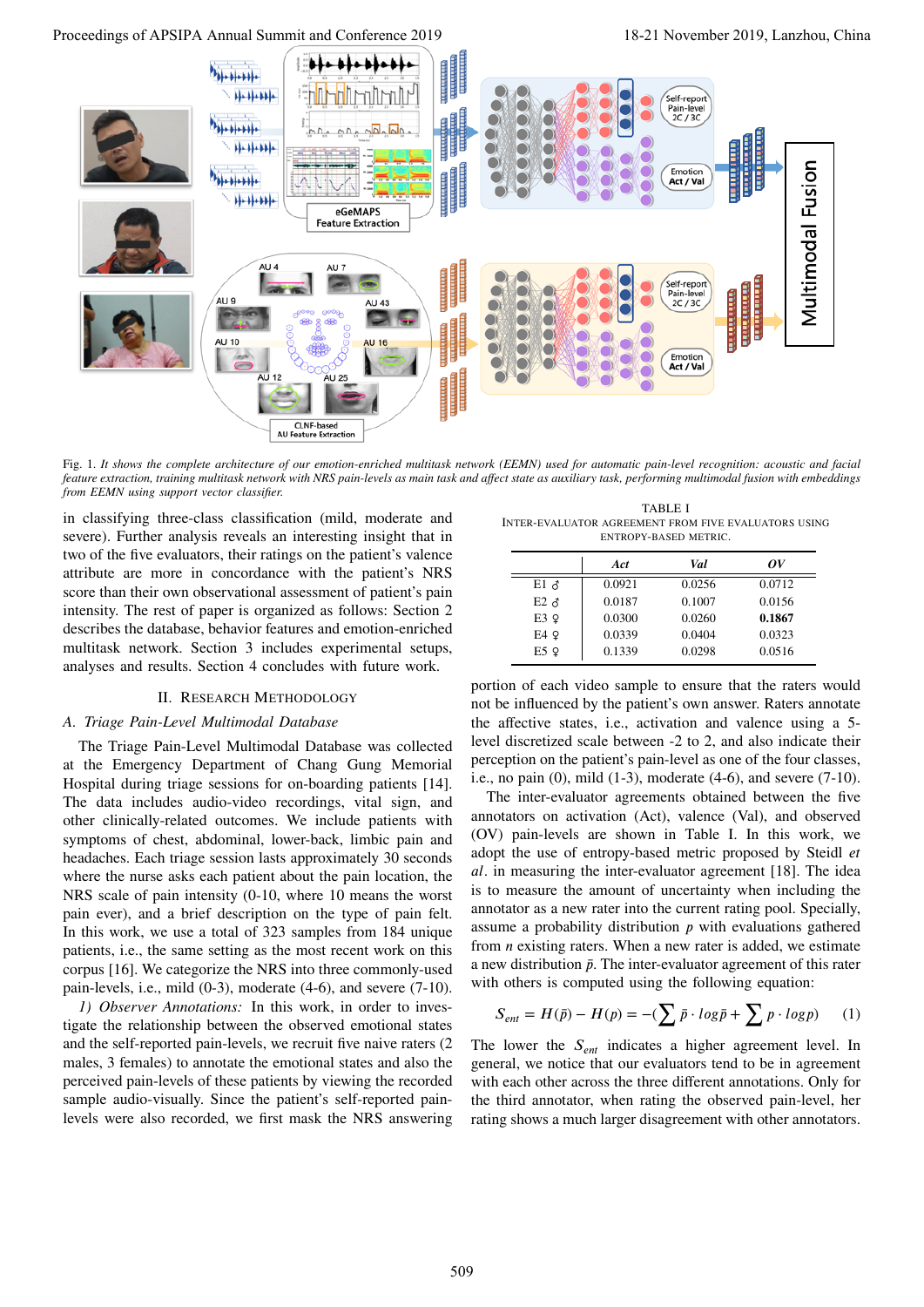Fig. 1. *It shows the complete architecture of our emotion-enriched multitask network (EEMN) used for automatic pain-level recognition: acoustic and facial feature extraction, training multitask network with NRS pain-levels as main task and affect state as auxiliary task, performing multimodal fusion with embeddings from EEMN using support vector classifier.*

in classifying three-class classification (mild, moderate and severe). Further analysis reveals an interesting insight that in two of the five evaluators, their ratings on the patient's valence attribute are more in concordance with the patient's NRS score than their own observational assessment of patient's pain intensity. The rest of paper is organized as follows: Section 2 describes the database, behavior features and emotion-enriched multitask network. Section 3 includes experimental setups, analyses and results. Section 4 concludes with future work.

## II. Research Methodology

### A. Triage Pain-Level Multimodal Database

The Triage Pain-Level Multimodal Database was collected at the Emergency Department of Chang Gung Memorial Hospital during triage sessions for on-boarding patients [14]. The data includes audio-video recordings, vital sign, and other clinically-related outcomes. We include patients with symptoms of chest, abdominal, lower-back, limbic pain and headaches. Each triage session lasts approximately 30 seconds where the nurse asks each patient about the pain location, the NRS scale of pain intensity (0-10, where 10 means the worst pain ever), and a brief description on the type of pain felt. In this work, we use a total of 323 samples from 184 unique patients, i.e., the same setting as the most recent work on this corpus [16]. We categorize the NRS into three commonly-used pain-levels, i.e., mild (0-3), moderate (4-6), and severe (7-10).

*1) Observer Annotations:* In this work, in order to investigate the relationship between the observed emotional states and the self-reported pain-levels, we recruit five naive raters (2 males, 3 females) to annotate the emotional states and also the perceived pain-levels of these patients by viewing the recorded sample audio-visually. Since the patient's self-reported pain-levels were also recorded, we first mask the NRS answering portion of each video sample to ensure that the raters would not be influenced by the patient's own answer. Raters annotate the affective states, i.e., activation and valence using a 5-level discretized scale between -2 to 2, and also indicate their perception on the patient's pain-level as one of the four classes, i.e., no pain (0), mild (1-3), moderate (4-6), and severe (7-10).

TABLE I
Inter-evaluator agreement from five evaluators using entropy-based metric.

| | *Act* | *Val* | *OV* |
|---|---|---|---|
| E1 ♂ | 0.0921 | 0.0256 | 0.0712 |
| E2 ♂ | 0.0187 | 0.1007 | 0.0156 |
| E3 ♀ | 0.0300 | 0.0260 | **0.1867** |
| E4 ♀ | 0.0339 | 0.0404 | 0.0323 |
| E5 ♀ | 0.1339 | 0.0298 | 0.0516 |

The inter-evaluator agreements obtained between the five annotators on activation (Act), valence (Val), and observed (OV) pain-levels are shown in Table I. In this work, we adopt the use of entropy-based metric proposed by Steidl *et al*. in measuring the inter-evaluator agreement [18]. The idea is to measure the amount of uncertainty when including the annotator as a new rater into the current rating pool. Specially, assume a probability distribution $p$ with evaluations gathered from $n$ existing raters. When a new rater is added, we estimate a new distribution $\bar{p}$. The inter-evaluator agreement of this rater with others is computed using the following equation:

$$S_{ent} = H(\bar{p}) - H(p) = -(\sum \bar{p} \cdot log\bar{p} + \sum p \cdot logp) \quad (1)$$

The lower the $S_{ent}$ indicates a higher agreement level. In general, we notice that our evaluators tend to be in agreement with each other across the three different annotations. Only for the third annotator, when rating the observed pain-level, her rating shows a much larger disagreement with other annotators.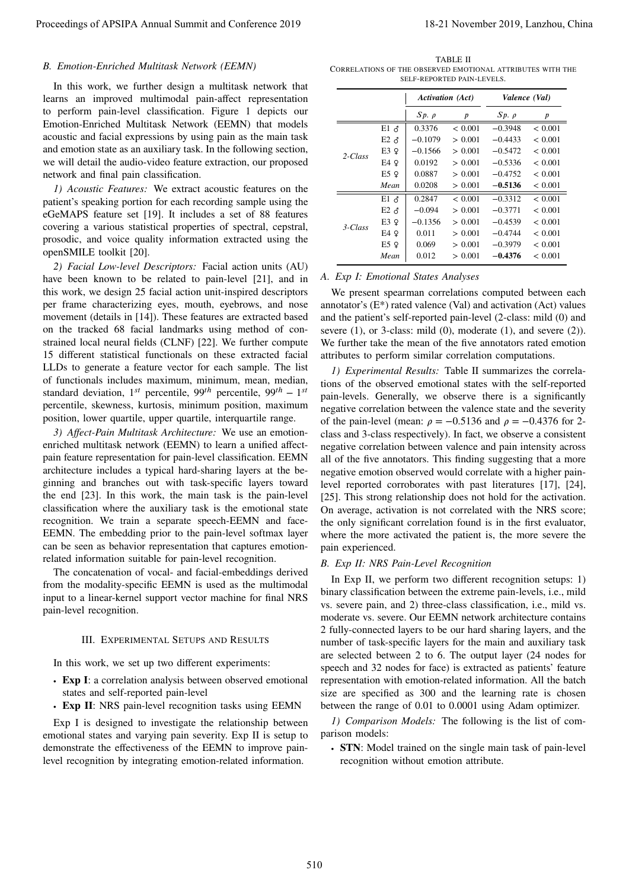### B. Emotion-Enriched Multitask Network (EEMN)

In this work, we further design a multitask network that learns an improved multimodal pain-affect representation to perform pain-level classification. Figure 1 depicts our Emotion-Enriched Multitask Network (EEMN) that models acoustic and facial expressions by using pain as the main task and emotion state as an auxiliary task. In the following section, we will detail the audio-video feature extraction, our proposed network and final pain classification.

*1) Acoustic Features:* We extract acoustic features on the patient's speaking portion for each recording sample using the eGeMAPS feature set [19]. It includes a set of 88 features covering a various statistical properties of spectral, cepstral, prosodic, and voice quality information extracted using the openSMILE toolkit [20].

*2) Facial Low-level Descriptors:* Facial action units (AU) have been known to be related to pain-level [21], and in this work, we design 25 facial action unit-inspired descriptors per frame characterizing eyes, mouth, eyebrows, and nose movement (details in [14]). These features are extracted based on the tracked 68 facial landmarks using method of constrained local neural fields (CLNF) [22]. We further compute 15 different statistical functionals on these extracted facial LLDs to generate a feature vector for each sample. The list of functionals includes maximum, minimum, mean, median, standard deviation, $1^{st}$ percentile, $99^{th}$ percentile, $99^{th} - 1^{st}$ percentile, skewness, kurtosis, minimum position, maximum position, lower quartile, upper quartile, interquartile range.

*3) Affect-Pain Multitask Architecture:* We use an emotion-enriched multitask network (EEMN) to learn a unified affect-pain feature representation for pain-level classification. EEMN architecture includes a typical hard-sharing layers at the beginning and branches out with task-specific layers toward the end [23]. In this work, the main task is the pain-level classification where the auxiliary task is the emotional state recognition. We train a separate speech-EEMN and face-EEMN. The embedding prior to the pain-level softmax layer can be seen as behavior representation that captures emotion-related information suitable for pain-level recognition.

The concatenation of vocal- and facial-embeddings derived from the modality-specific EEMN is used as the multimodal input to a linear-kernel support vector machine for final NRS pain-level recognition.

## III. Experimental Setups and Results

In this work, we set up two different experiments:

- **Exp I**: a correlation analysis between observed emotional states and self-reported pain-level
- **Exp II**: NRS pain-level recognition tasks using EEMN

Exp I is designed to investigate the relationship between emotional states and varying pain severity. Exp II is setup to demonstrate the effectiveness of the EEMN to improve pain-level recognition by integrating emotion-related information.

TABLE II
Correlations of the observed emotional attributes with the self-reported pain-levels.

| | | *Activation (Act)* | | *Valence (Val)* | |
|---|---|---|---|---|---|
| | | *Sp. ρ* | *p* | *Sp. ρ* | *p* |
| *2-Class* | E1 ♂ | 0.3376 | $< 0.001$ | $-0.3948$ | $< 0.001$ |
| | E2 ♂ | $-0.1079$ | $> 0.001$ | $-0.4433$ | $< 0.001$ |
| | E3 ♀ | $-0.1566$ | $> 0.001$ | $-0.5472$ | $< 0.001$ |
| | E4 ♀ | 0.0192 | $> 0.001$ | $-0.5336$ | $< 0.001$ |
| | E5 ♀ | 0.0887 | $> 0.001$ | $-0.4752$ | $< 0.001$ |
| | *Mean* | 0.0208 | $> 0.001$ | **$-0.5136$** | $< 0.001$ |
| *3-Class* | E1 ♂ | 0.2847 | $< 0.001$ | $-0.3312$ | $< 0.001$ |
| | E2 ♂ | $-0.094$ | $> 0.001$ | $-0.3771$ | $< 0.001$ |
| | E3 ♀ | $-0.1356$ | $> 0.001$ | $-0.4539$ | $< 0.001$ |
| | E4 ♀ | 0.011 | $> 0.001$ | $-0.4744$ | $< 0.001$ |
| | E5 ♀ | 0.069 | $> 0.001$ | $-0.3979$ | $< 0.001$ |
| | *Mean* | 0.012 | $> 0.001$ | **$-0.4376$** | $< 0.001$ |

### A. Exp I: Emotional States Analyses

We present spearman correlations computed between each annotator's (E*) rated valence (Val) and activation (Act) values and the patient's self-reported pain-level (2-class: mild (0) and severe (1), or 3-class: mild (0), moderate (1), and severe (2)). We further take the mean of the five annotators rated emotion attributes to perform similar correlation computations.

*1) Experimental Results:* Table II summarizes the correlations of the observed emotional states with the self-reported pain-levels. Generally, we observe there is a significantly negative correlation between the valence state and the severity of the pain-level (mean: $\rho = -0.5136$ and $\rho = -0.4376$ for 2-class and 3-class respectively). In fact, we observe a consistent negative correlation between valence and pain intensity across all of the five annotators. This finding suggesting that a more negative emotion observed would correlate with a higher pain-level reported corroborates with past literatures [17], [24], [25]. This strong relationship does not hold for the activation. On average, activation is not correlated with the NRS score; the only significant correlation found is in the first evaluator, where the more activated the patient is, the more severe the pain experienced.

### B. Exp II: NRS Pain-Level Recognition

In Exp II, we perform two different recognition setups: 1) binary classification between the extreme pain-levels, i.e., mild vs. severe pain, and 2) three-class classification, i.e., mild vs. moderate vs. severe. Our EEMN network architecture contains 2 fully-connected layers to be our hard sharing layers, and the number of task-specific layers for the main and auxiliary task are selected between 2 to 6. The output layer (24 nodes for speech and 32 nodes for face) is extracted as patients' feature representation with emotion-related information. All the batch size are specified as 300 and the learning rate is chosen between the range of 0.01 to 0.0001 using Adam optimizer.

*1) Comparison Models:* The following is the list of comparison models:

- **STN**: Model trained on the single main task of pain-level recognition without emotion attribute.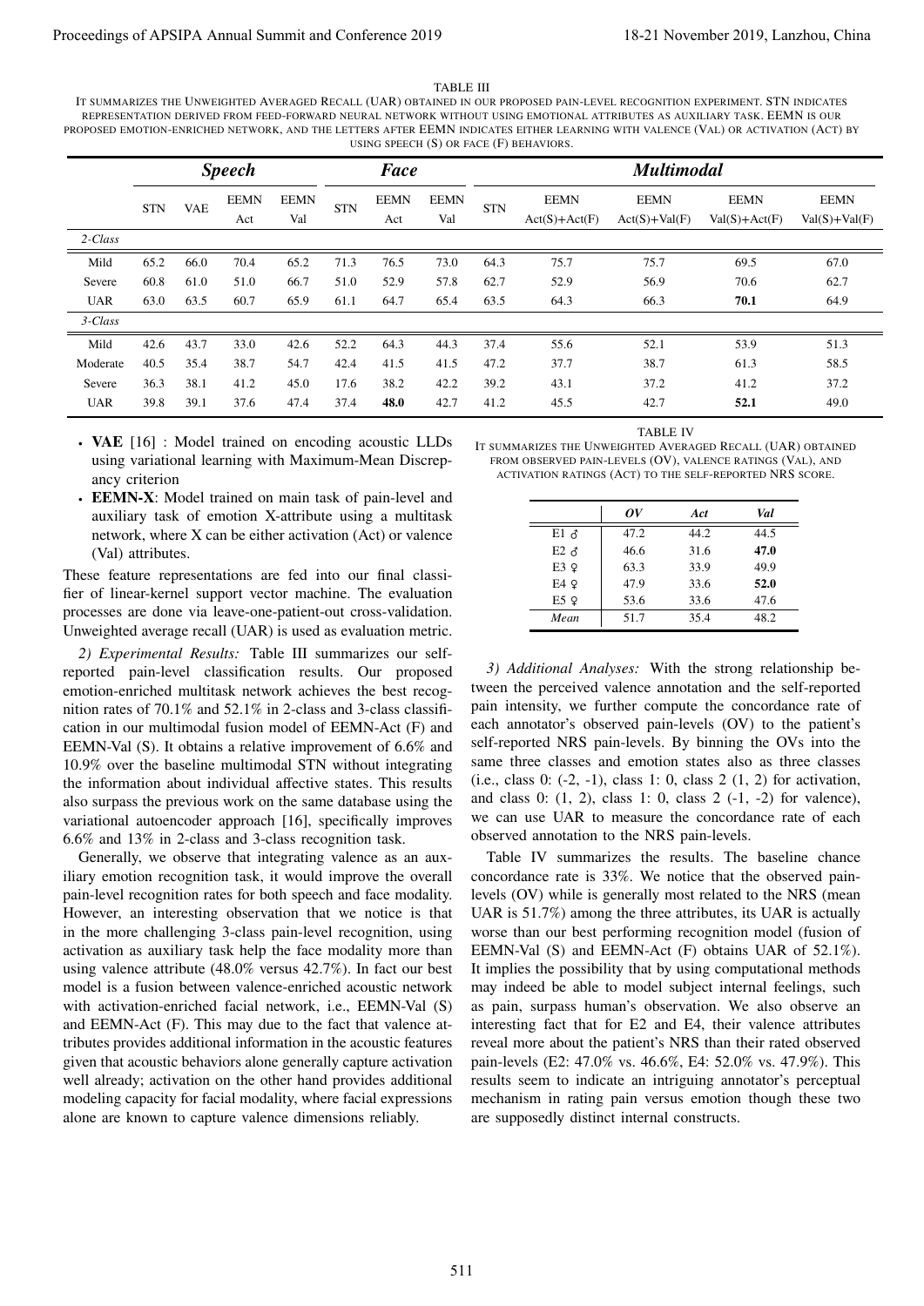TABLE III

IT SUMMARIZES THE UNWEIGHTED AVERAGED RECALL (UAR) OBTAINED IN OUR PROPOSED PAIN-LEVEL RECOGNITION EXPERIMENT. STN INDICATES REPRESENTATION DERIVED FROM FEED-FORWARD NEURAL NETWORK WITHOUT USING EMOTIONAL ATTRIBUTES AS AUXILIARY TASK. EEMN IS OUR PROPOSED EMOTION-ENRICHED NETWORK, AND THE LETTERS AFTER EEMN INDICATES EITHER LEARNING WITH VALENCE (VAL) OR ACTIVATION (ACT) BY USING SPEECH (S) OR FACE (F) BEHAVIORS.

| | ***Speech*** | | | | ***Face*** | | | ***Multimodal*** | | | | |
|---|---|---|---|---|---|---|---|---|---|---|---|---|
| | STN | VAE | EEMN Act | EEMN Val | STN | EEMN Act | EEMN Val | STN | EEMN Act(S)+Act(F) | EEMN Act(S)+Val(F) | EEMN Val(S)+Act(F) | EEMN Val(S)+Val(F) |
| *2-Class* | | | | | | | | | | | | |
| Mild | 65.2 | 66.0 | 70.4 | 65.2 | 71.3 | 76.5 | 73.0 | 64.3 | 75.7 | 75.7 | 69.5 | 67.0 |
| Severe | 60.8 | 61.0 | 51.0 | 66.7 | 51.0 | 52.9 | 57.8 | 62.7 | 52.9 | 56.9 | 70.6 | 62.7 |
| UAR | 63.0 | 63.5 | 60.7 | 65.9 | 61.1 | 64.7 | 65.4 | 63.5 | 64.3 | 66.3 | **70.1** | 64.9 |
| *3-Class* | | | | | | | | | | | | |
| Mild | 42.6 | 43.7 | 33.0 | 42.6 | 52.2 | 64.3 | 44.3 | 37.4 | 55.6 | 52.1 | 53.9 | 51.3 |
| Moderate | 40.5 | 35.4 | 38.7 | 54.7 | 42.4 | 41.5 | 41.5 | 47.2 | 37.7 | 38.7 | 61.3 | 58.5 |
| Severe | 36.3 | 38.1 | 41.2 | 45.0 | 17.6 | 38.2 | 42.2 | 39.2 | 43.1 | 37.2 | 41.2 | 37.2 |
| UAR | 39.8 | 39.1 | 37.6 | 47.4 | 37.4 | **48.0** | 42.7 | 41.2 | 45.5 | 42.7 | **52.1** | 49.0 |

- **VAE** [16] : Model trained on encoding acoustic LLDs using variational learning with Maximum-Mean Discrepancy criterion
- **EEMN-X**: Model trained on main task of pain-level and auxiliary task of emotion X-attribute using a multitask network, where X can be either activation (Act) or valence (Val) attributes.

These feature representations are fed into our final classifier of linear-kernel support vector machine. The evaluation processes are done via leave-one-patient-out cross-validation. Unweighted average recall (UAR) is used as evaluation metric.

*2) Experimental Results:* Table III summarizes our self-reported pain-level classification results. Our proposed emotion-enriched multitask network achieves the best recognition rates of 70.1% and 52.1% in 2-class and 3-class classification in our multimodal fusion model of EEMN-Act (F) and EEMN-Val (S). It obtains a relative improvement of 6.6% and 10.9% over the baseline multimodal STN without integrating the information about individual affective states. This results also surpass the previous work on the same database using the variational autoencoder approach [16], specifically improves 6.6% and 13% in 2-class and 3-class recognition task.

Generally, we observe that integrating valence as an auxiliary emotion recognition task, it would improve the overall pain-level recognition rates for both speech and face modality. However, an interesting observation that we notice is that in the more challenging 3-class pain-level recognition, using activation as auxiliary task help the face modality more than using valence attribute (48.0% versus 42.7%). In fact our best model is a fusion between valence-enriched acoustic network with activation-enriched facial network, i.e., EEMN-Val (S) and EEMN-Act (F). This may due to the fact that valence attributes provides additional information in the acoustic features given that acoustic behaviors alone generally capture activation well already; activation on the other hand provides additional modeling capacity for facial modality, where facial expressions alone are known to capture valence dimensions reliably.

TABLE IV

IT SUMMARIZES THE UNWEIGHTED AVERAGED RECALL (UAR) OBTAINED FROM OBSERVED PAIN-LEVELS (OV), VALENCE RATINGS (VAL), AND ACTIVATION RATINGS (ACT) TO THE SELF-REPORTED NRS SCORE.

| | ***OV*** | ***Act*** | ***Val*** |
|---|---|---|---|
| E1 ♂ | 47.2 | 44.2 | 44.5 |
| E2 ♂ | 46.6 | 31.6 | **47.0** |
| E3 ♀ | 63.3 | 33.9 | 49.9 |
| E4 ♀ | 47.9 | 33.6 | **52.0** |
| E5 ♀ | 53.6 | 33.6 | 47.6 |
| *Mean* | 51.7 | 35.4 | 48.2 |

*3) Additional Analyses:* With the strong relationship between the perceived valence annotation and the self-reported pain intensity, we further compute the concordance rate of each annotator's observed pain-levels (OV) to the patient's self-reported NRS pain-levels. By binning the OVs into the same three classes and emotion states also as three classes (i.e., class 0: (-2, -1), class 1: 0, class 2 (1, 2) for activation, and class 0: (1, 2), class 1: 0, class 2 (-1, -2) for valence), we can use UAR to measure the concordance rate of each observed annotation to the NRS pain-levels.

Table IV summarizes the results. The baseline chance concordance rate is 33%. We notice that the observed pain-levels (OV) while is generally most related to the NRS (mean UAR is 51.7%) among the three attributes, its UAR is actually worse than our best performing recognition model (fusion of EEMN-Val (S) and EEMN-Act (F) obtains UAR of 52.1%). It implies the possibility that by using computational methods may indeed be able to model subject internal feelings, such as pain, surpass human's observation. We also observe an interesting fact that for E2 and E4, their valence attributes reveal more about the patient's NRS than their rated observed pain-levels (E2: 47.0% vs. 46.6%, E4: 52.0% vs. 47.9%). This results seem to indicate an intriguing annotator's perceptual mechanism in rating pain versus emotion though these two are supposedly distinct internal constructs.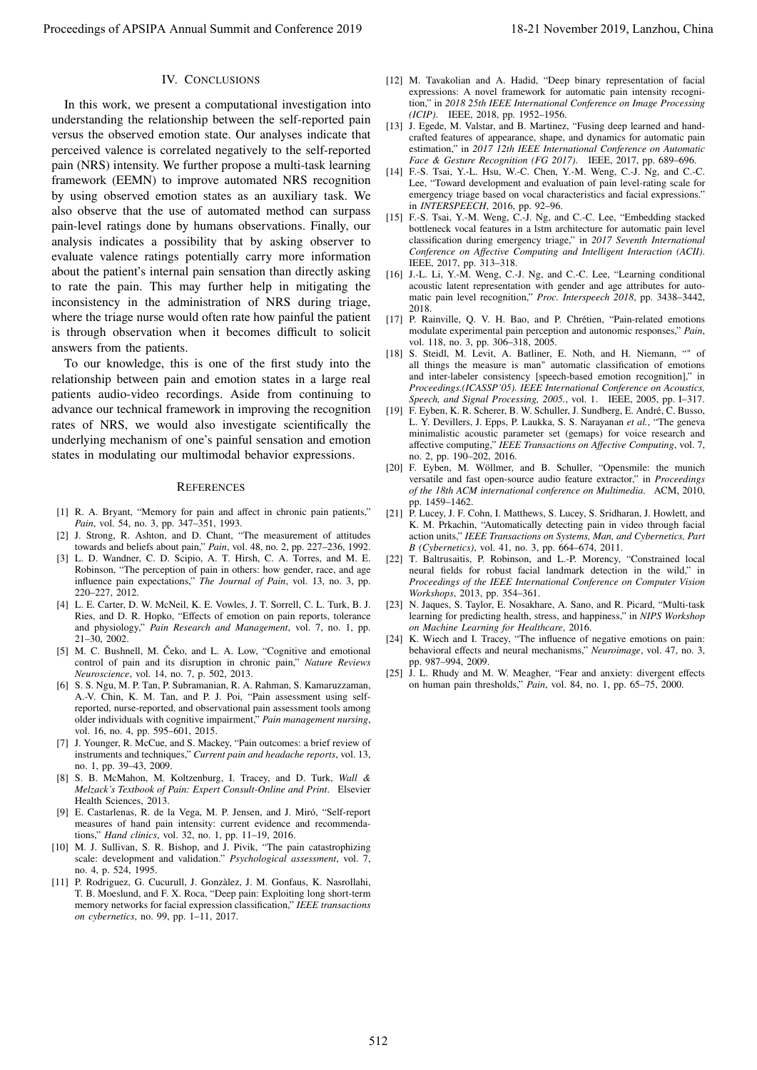## IV. Conclusions

In this work, we present a computational investigation into understanding the relationship between the self-reported pain versus the observed emotion state. Our analyses indicate that perceived valence is correlated negatively to the self-reported pain (NRS) intensity. We further propose a multi-task learning framework (EEMN) to improve automated NRS recognition by using observed emotion states as an auxiliary task. We also observe that the use of automated method can surpass pain-level ratings done by humans observations. Finally, our analysis indicates a possibility that by asking observer to evaluate valence ratings potentially carry more information about the patient's internal pain sensation than directly asking to rate the pain. This may further help in mitigating the inconsistency in the administration of NRS during triage, where the triage nurse would often rate how painful the patient is through observation when it becomes difficult to solicit answers from the patients.

To our knowledge, this is one of the first study into the relationship between pain and emotion states in a large real patients audio-video recordings. Aside from continuing to advance our technical framework in improving the recognition rates of NRS, we would also investigate scientifically the underlying mechanism of one's painful sensation and emotion states in modulating our multimodal behavior expressions.

## References

[1] R. A. Bryant, "Memory for pain and affect in chronic pain patients," *Pain*, vol. 54, no. 3, pp. 347–351, 1993.

[2] J. Strong, R. Ashton, and D. Chant, "The measurement of attitudes towards and beliefs about pain," *Pain*, vol. 48, no. 2, pp. 227–236, 1992.

[3] L. D. Wandner, C. D. Scipio, A. T. Hirsh, C. A. Torres, and M. E. Robinson, "The perception of pain in others: how gender, race, and age influence pain expectations," *The Journal of Pain*, vol. 13, no. 3, pp. 220–227, 2012.

[4] L. E. Carter, D. W. McNeil, K. E. Vowles, J. T. Sorrell, C. L. Turk, B. J. Ries, and D. R. Hopko, "Effects of emotion on pain reports, tolerance and physiology," *Pain Research and Management*, vol. 7, no. 1, pp. 21–30, 2002.

[5] M. C. Bushnell, M. Čeko, and L. A. Low, "Cognitive and emotional control of pain and its disruption in chronic pain," *Nature Reviews Neuroscience*, vol. 14, no. 7, p. 502, 2013.

[6] S. S. Ngu, M. P. Tan, P. Subramanian, R. A. Rahman, S. Kamaruzzaman, A.-V. Chin, K. M. Tan, and P. J. Poi, "Pain assessment using self-reported, nurse-reported, and observational pain assessment tools among older individuals with cognitive impairment," *Pain management nursing*, vol. 16, no. 4, pp. 595–601, 2015.

[7] J. Younger, R. McCue, and S. Mackey, "Pain outcomes: a brief review of instruments and techniques," *Current pain and headache reports*, vol. 13, no. 1, pp. 39–43, 2009.

[8] S. B. McMahon, M. Koltzenburg, I. Tracey, and D. Turk, *Wall & Melzack's Textbook of Pain: Expert Consult-Online and Print*. Elsevier Health Sciences, 2013.

[9] E. Castarlenas, R. de la Vega, M. P. Jensen, and J. Miró, "Self-report measures of hand pain intensity: current evidence and recommendations," *Hand clinics*, vol. 32, no. 1, pp. 11–19, 2016.

[10] M. J. Sullivan, S. R. Bishop, and J. Pivik, "The pain catastrophizing scale: development and validation." *Psychological assessment*, vol. 7, no. 4, p. 524, 1995.

[11] P. Rodriguez, G. Cucurull, J. Gonzàlez, J. M. Gonfaus, K. Nasrollahi, T. B. Moeslund, and F. X. Roca, "Deep pain: Exploiting long short-term memory networks for facial expression classification," *IEEE transactions on cybernetics*, no. 99, pp. 1–11, 2017.

[12] M. Tavakolian and A. Hadid, "Deep binary representation of facial expressions: A novel framework for automatic pain intensity recognition," in *2018 25th IEEE International Conference on Image Processing (ICIP)*. IEEE, 2018, pp. 1952–1956.

[13] J. Egede, M. Valstar, and B. Martinez, "Fusing deep learned and hand-crafted features of appearance, shape, and dynamics for automatic pain estimation," in *2017 12th IEEE International Conference on Automatic Face & Gesture Recognition (FG 2017)*. IEEE, 2017, pp. 689–696.

[14] F.-S. Tsai, Y.-L. Hsu, W.-C. Chen, Y.-M. Weng, C.-J. Ng, and C.-C. Lee, "Toward development and evaluation of pain level-rating scale for emergency triage based on vocal characteristics and facial expressions." in *INTERSPEECH*, 2016, pp. 92–96.

[15] F.-S. Tsai, Y.-M. Weng, C.-J. Ng, and C.-C. Lee, "Embedding stacked bottleneck vocal features in a lstm architecture for automatic pain level classification during emergency triage," in *2017 Seventh International Conference on Affective Computing and Intelligent Interaction (ACII)*. IEEE, 2017, pp. 313–318.

[16] J.-L. Li, Y.-M. Weng, C.-J. Ng, and C.-C. Lee, "Learning conditional acoustic latent representation with gender and age attributes for automatic pain level recognition," *Proc. Interspeech 2018*, pp. 3438–3442, 2018.

[17] P. Rainville, Q. V. H. Bao, and P. Chrétien, "Pain-related emotions modulate experimental pain perception and autonomic responses," *Pain*, vol. 118, no. 3, pp. 306–318, 2005.

[18] S. Steidl, M. Levit, A. Batliner, E. Noth, and H. Niemann, "" of all things the measure is man" automatic classification of emotions and inter-labeler consistency [speech-based emotion recognition]," in *Proceedings.(ICASSP'05). IEEE International Conference on Acoustics, Speech, and Signal Processing, 2005.*, vol. 1. IEEE, 2005, pp. I–317.

[19] F. Eyben, K. R. Scherer, B. W. Schuller, J. Sundberg, E. André, C. Busso, L. Y. Devillers, J. Epps, P. Laukka, S. S. Narayanan *et al.*, "The geneva minimalistic acoustic parameter set (gemaps) for voice research and affective computing," *IEEE Transactions on Affective Computing*, vol. 7, no. 2, pp. 190–202, 2016.

[20] F. Eyben, M. Wöllmer, and B. Schuller, "Opensmile: the munich versatile and fast open-source audio feature extractor," in *Proceedings of the 18th ACM international conference on Multimedia*. ACM, 2010, pp. 1459–1462.

[21] P. Lucey, J. F. Cohn, I. Matthews, S. Lucey, S. Sridharan, J. Howlett, and K. M. Prkachin, "Automatically detecting pain in video through facial action units," *IEEE Transactions on Systems, Man, and Cybernetics, Part B (Cybernetics)*, vol. 41, no. 3, pp. 664–674, 2011.

[22] T. Baltrusaitis, P. Robinson, and L.-P. Morency, "Constrained local neural fields for robust facial landmark detection in the wild," in *Proceedings of the IEEE International Conference on Computer Vision Workshops*, 2013, pp. 354–361.

[23] N. Jaques, S. Taylor, E. Nosakhare, A. Sano, and R. Picard, "Multi-task learning for predicting health, stress, and happiness," in *NIPS Workshop on Machine Learning for Healthcare*, 2016.

[24] K. Wiech and I. Tracey, "The influence of negative emotions on pain: behavioral effects and neural mechanisms," *Neuroimage*, vol. 47, no. 3, pp. 987–994, 2009.

[25] J. L. Rhudy and M. W. Meagher, "Fear and anxiety: divergent effects on human pain thresholds," *Pain*, vol. 84, no. 1, pp. 65–75, 2000.